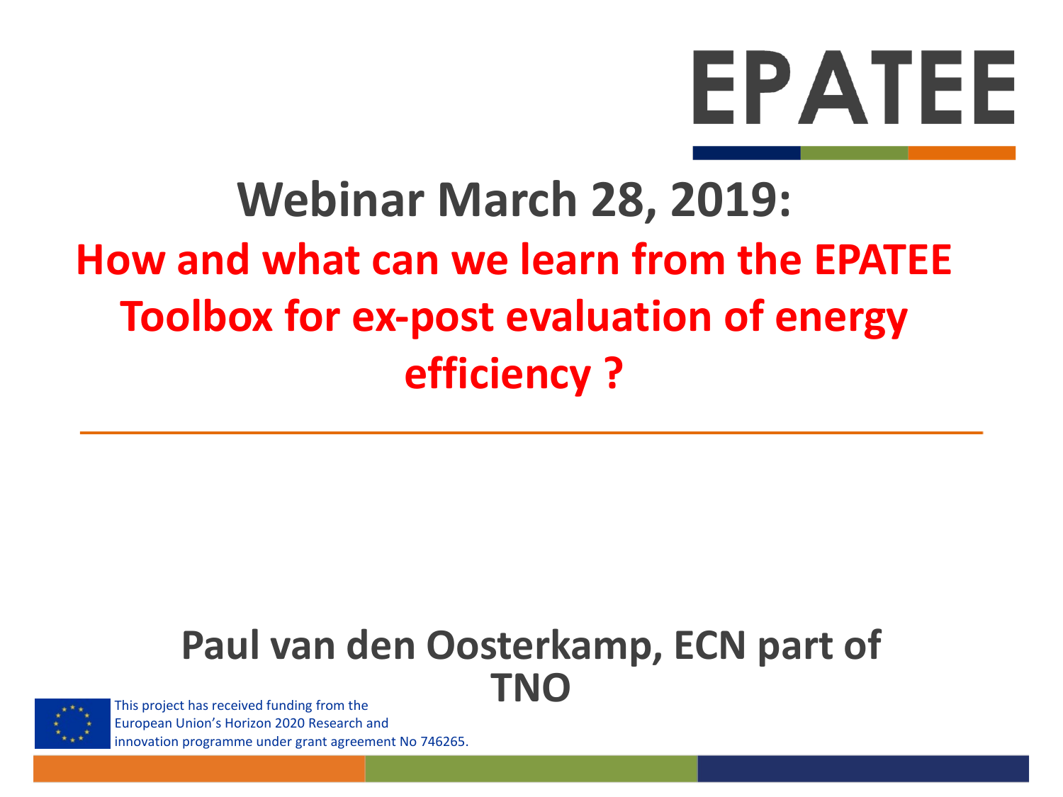# EPATEE

## Webinar March 28, 2019:

## How and what can we learn from the EPATEE Toolbox for ex-post evaluation of energy efficiency ?

**Paul van den Oosterkamp, ECN part of TNO**

This project has received funding from the European Union's Horizon 2020 Research and innovation programme under grant agreement No 746265.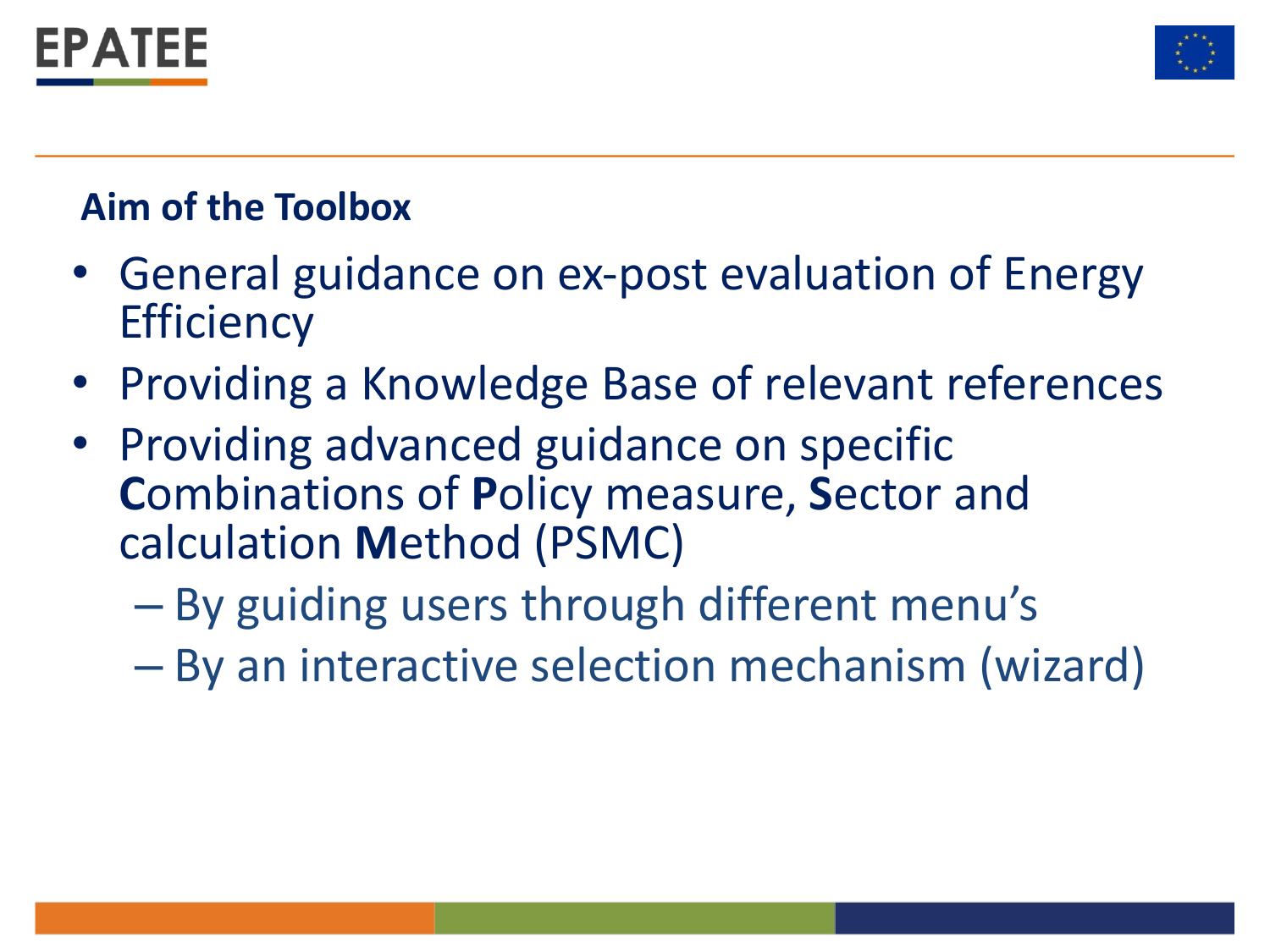## Aim of the Toolbox

- General guidance on ex-post evaluation of Energy Efficiency
- Providing a Knowledge Base of relevant references
- Providing advanced guidance on specific **C**ombinations of **P**olicy measure, **S**ector and calculation **M**ethod (PSMC)
  - By guiding users through different menu's
  - By an interactive selection mechanism (wizard)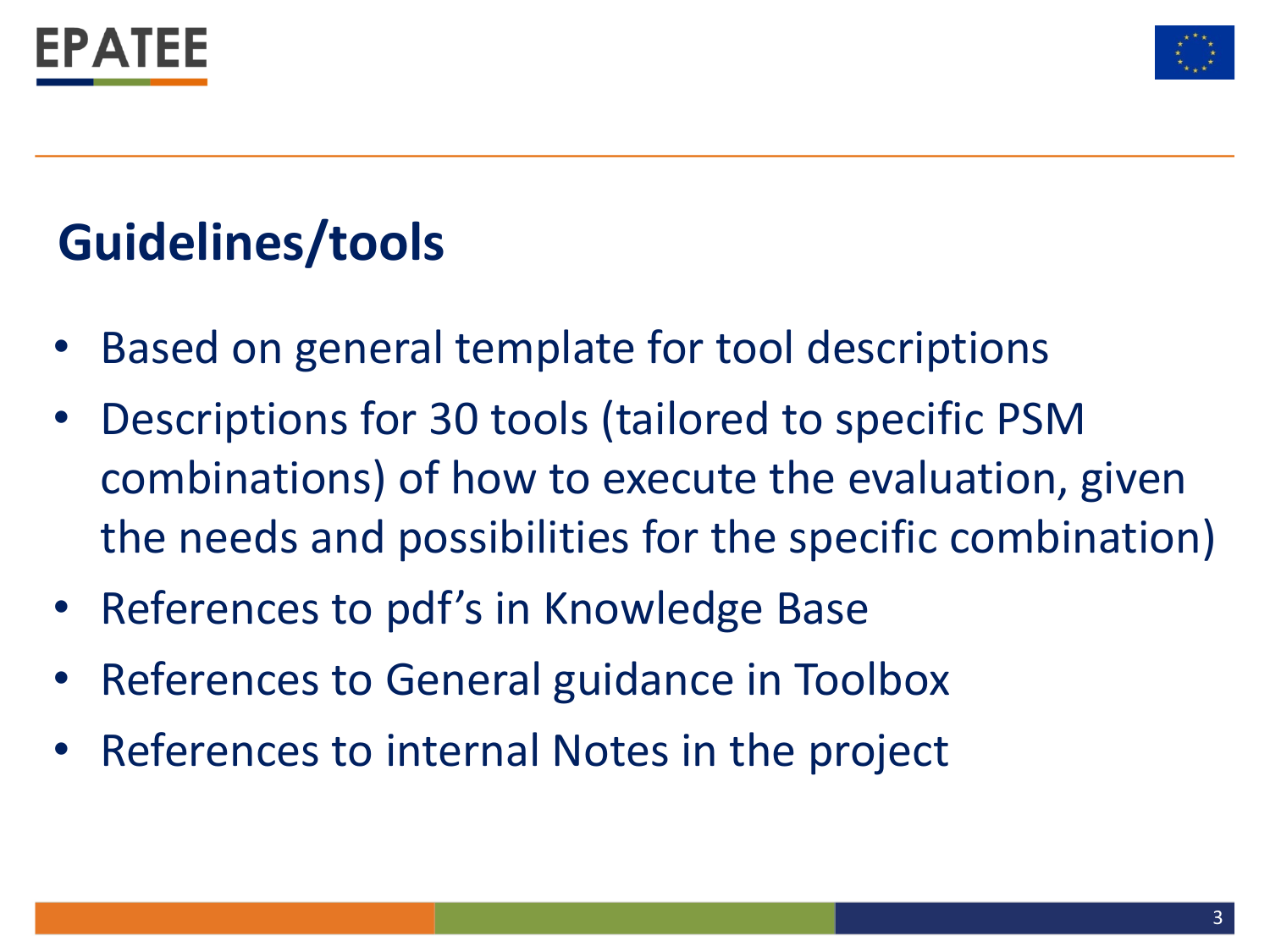# Guidelines/tools

- Based on general template for tool descriptions
- Descriptions for 30 tools (tailored to specific PSM combinations) of how to execute the evaluation, given the needs and possibilities for the specific combination)
- References to pdf's in Knowledge Base
- References to General guidance in Toolbox
- References to internal Notes in the project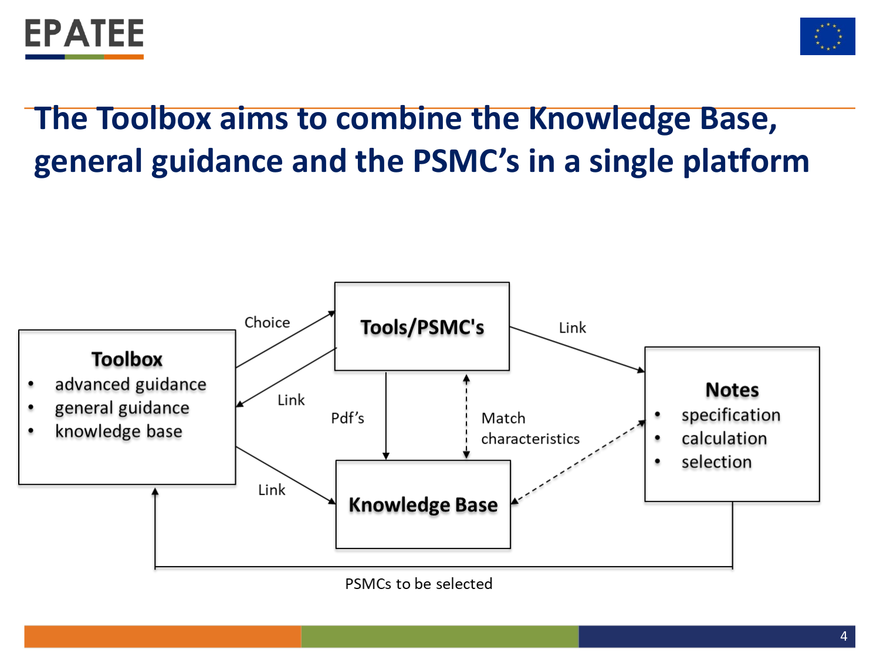# The Toolbox aims to combine the Knowledge Base, general guidance and the PSMC's in a single platform

**Toolbox**
- advanced guidance
- general guidance
- knowledge base

**Tools/PSMC's**

**Knowledge Base**

**Notes**
- specification
- calculation
- selection

Choice

Link

Link

Pdf's

Match characteristics

Link

PSMCs to be selected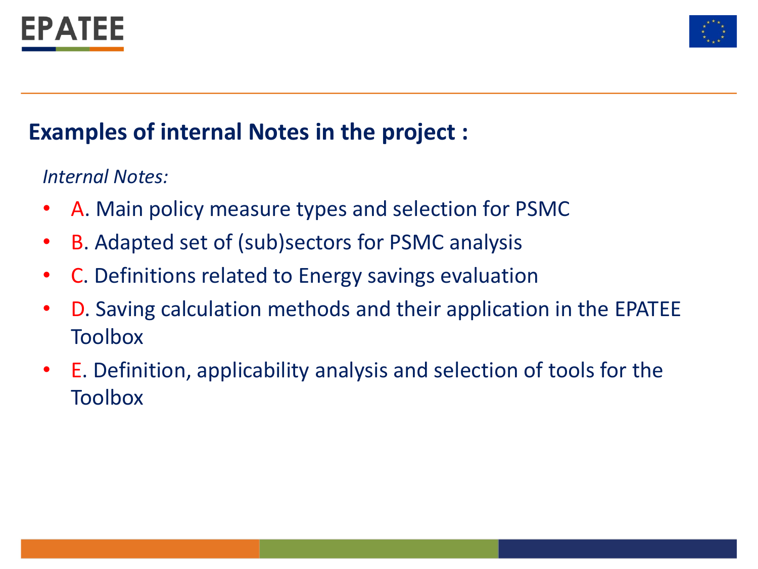## Examples of internal Notes in the project :

*Internal Notes:*

- A. Main policy measure types and selection for PSMC
- B. Adapted set of (sub)sectors for PSMC analysis
- C. Definitions related to Energy savings evaluation
- D. Saving calculation methods and their application in the EPATEE Toolbox
- E. Definition, applicability analysis and selection of tools for the Toolbox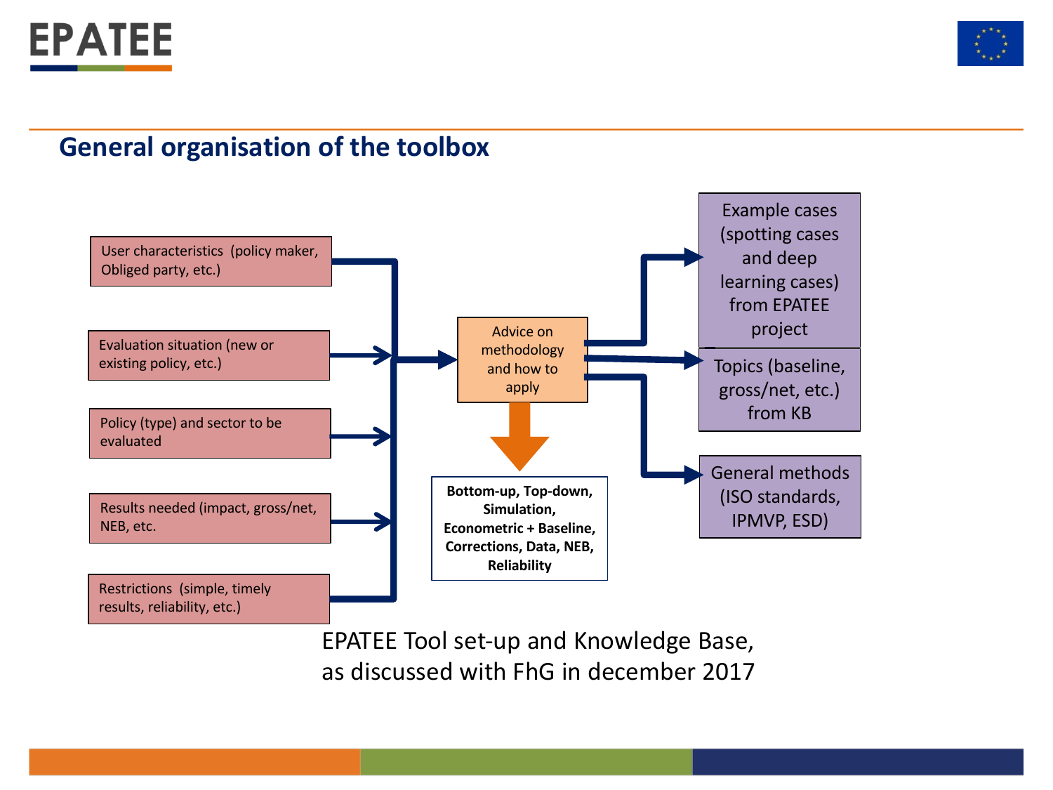## General organisation of the toolbox

User characteristics (policy maker, Obliged party, etc.)

Evaluation situation (new or existing policy, etc.)

Policy (type) and sector to be evaluated

Results needed (impact, gross/net, NEB, etc.

Restrictions (simple, timely results, reliability, etc.)

Advice on methodology and how to apply

**Bottom-up, Top-down, Simulation, Econometric + Baseline, Corrections, Data, NEB, Reliability**

Example cases (spotting cases and deep learning cases) from EPATEE project

Topics (baseline, gross/net, etc.) from KB

General methods (ISO standards, IPMVP, ESD)

EPATEE Tool set-up and Knowledge Base, as discussed with FhG in december 2017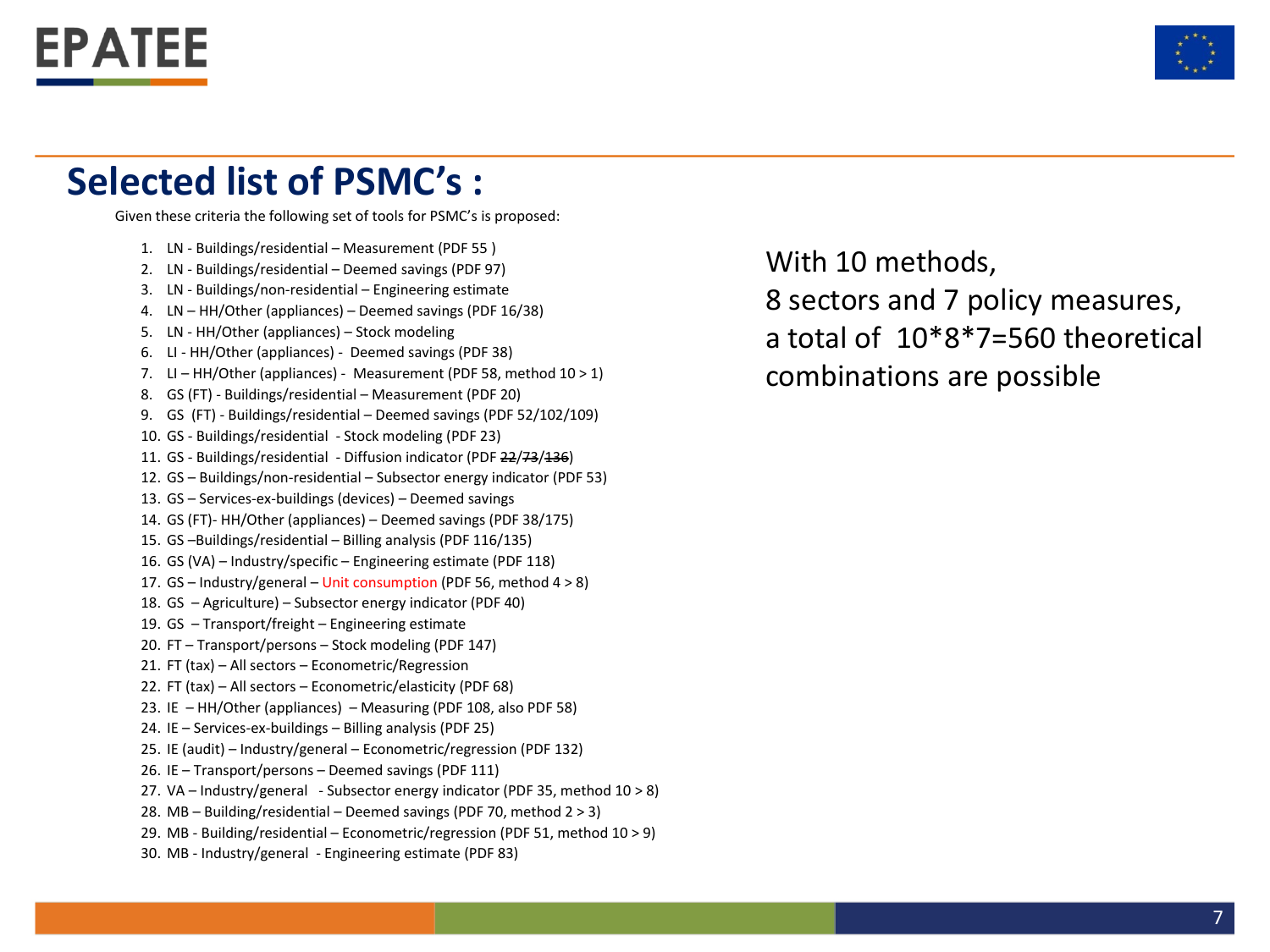# Selected list of PSMC's :

Given these criteria the following set of tools for PSMC's is proposed:

1. LN - Buildings/residential – Measurement (PDF 55 )
2. LN - Buildings/residential – Deemed savings (PDF 97)
3. LN - Buildings/non-residential – Engineering estimate
4. LN – HH/Other (appliances) – Deemed savings (PDF 16/38)
5. LN - HH/Other (appliances) – Stock modeling
6. LI - HH/Other (appliances) - Deemed savings (PDF 38)
7. LI – HH/Other (appliances) - Measurement (PDF 58, method 10 > 1)
8. GS (FT) - Buildings/residential – Measurement (PDF 20)
9. GS (FT) - Buildings/residential – Deemed savings (PDF 52/102/109)
10. GS - Buildings/residential - Stock modeling (PDF 23)
11. GS - Buildings/residential - Diffusion indicator (PDF ~~22~~/~~73~~/~~136~~)
12. GS – Buildings/non-residential – Subsector energy indicator (PDF 53)
13. GS – Services-ex-buildings (devices) – Deemed savings
14. GS (FT)- HH/Other (appliances) – Deemed savings (PDF 38/175)
15. GS –Buildings/residential – Billing analysis (PDF 116/135)
16. GS (VA) – Industry/specific – Engineering estimate (PDF 118)
17. GS – Industry/general – Unit consumption (PDF 56, method 4 > 8)
18. GS – Agriculture) – Subsector energy indicator (PDF 40)
19. GS – Transport/freight – Engineering estimate
20. FT – Transport/persons – Stock modeling (PDF 147)
21. FT (tax) – All sectors – Econometric/Regression
22. FT (tax) – All sectors – Econometric/elasticity (PDF 68)
23. IE – HH/Other (appliances) – Measuring (PDF 108, also PDF 58)
24. IE – Services-ex-buildings – Billing analysis (PDF 25)
25. IE (audit) – Industry/general – Econometric/regression (PDF 132)
26. IE – Transport/persons – Deemed savings (PDF 111)
27. VA – Industry/general - Subsector energy indicator (PDF 35, method 10 > 8)
28. MB – Building/residential – Deemed savings (PDF 70, method 2 > 3)
29. MB - Building/residential – Econometric/regression (PDF 51, method 10 > 9)
30. MB - Industry/general - Engineering estimate (PDF 83)

With 10 methods,
8 sectors and 7 policy measures,
a total of 10*8*7=560 theoretical combinations are possible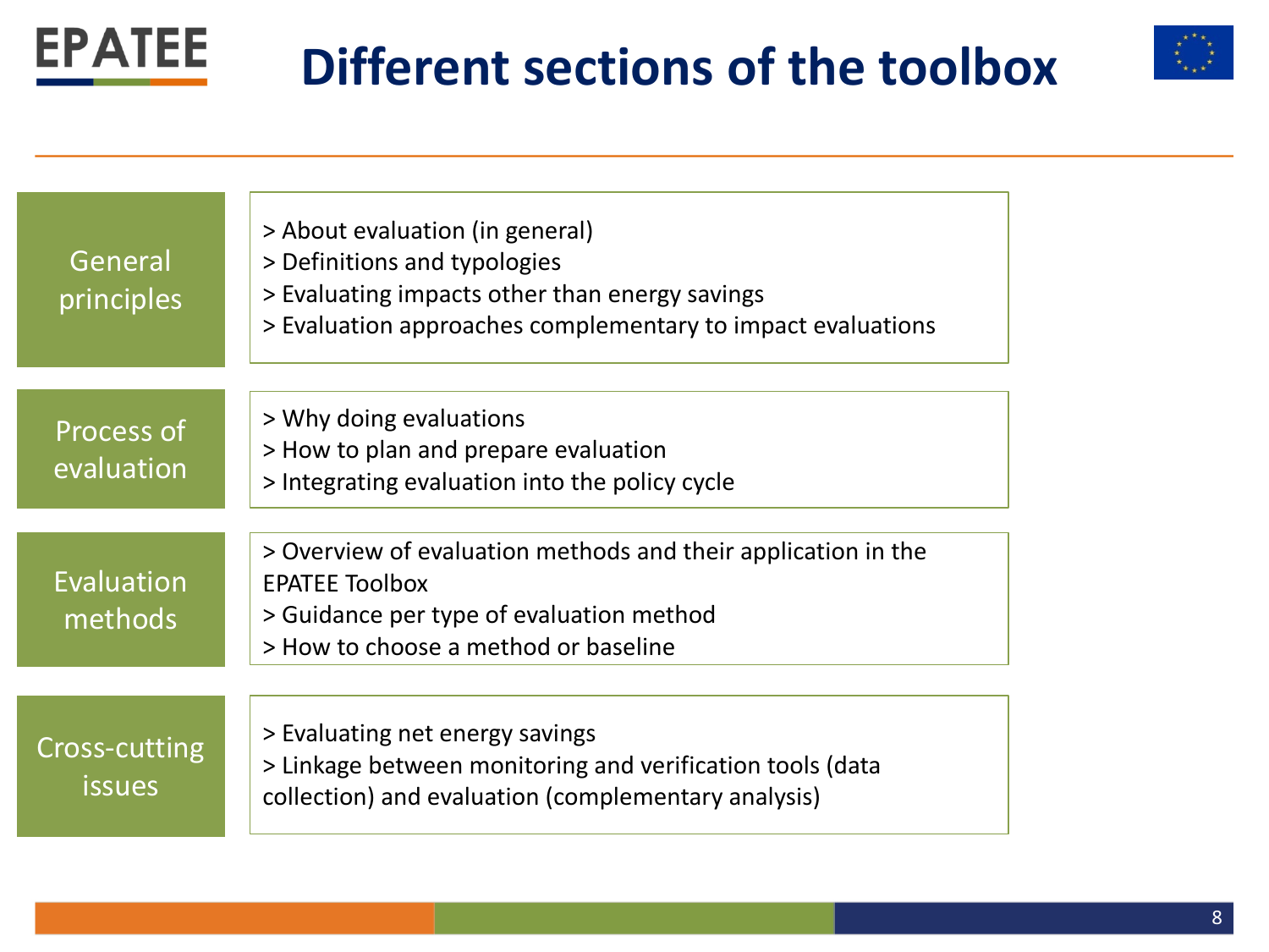# Different sections of the toolbox

| Section | Content |
| --- | --- |
| General principles | > About evaluation (in general)<br>> Definitions and typologies<br>> Evaluating impacts other than energy savings<br>> Evaluation approaches complementary to impact evaluations |
| Process of evaluation | > Why doing evaluations<br>> How to plan and prepare evaluation<br>> Integrating evaluation into the policy cycle |
| Evaluation methods | > Overview of evaluation methods and their application in the EPATEE Toolbox<br>> Guidance per type of evaluation method<br>> How to choose a method or baseline |
| Cross-cutting issues | > Evaluating net energy savings<br>> Linkage between monitoring and verification tools (data collection) and evaluation (complementary analysis) |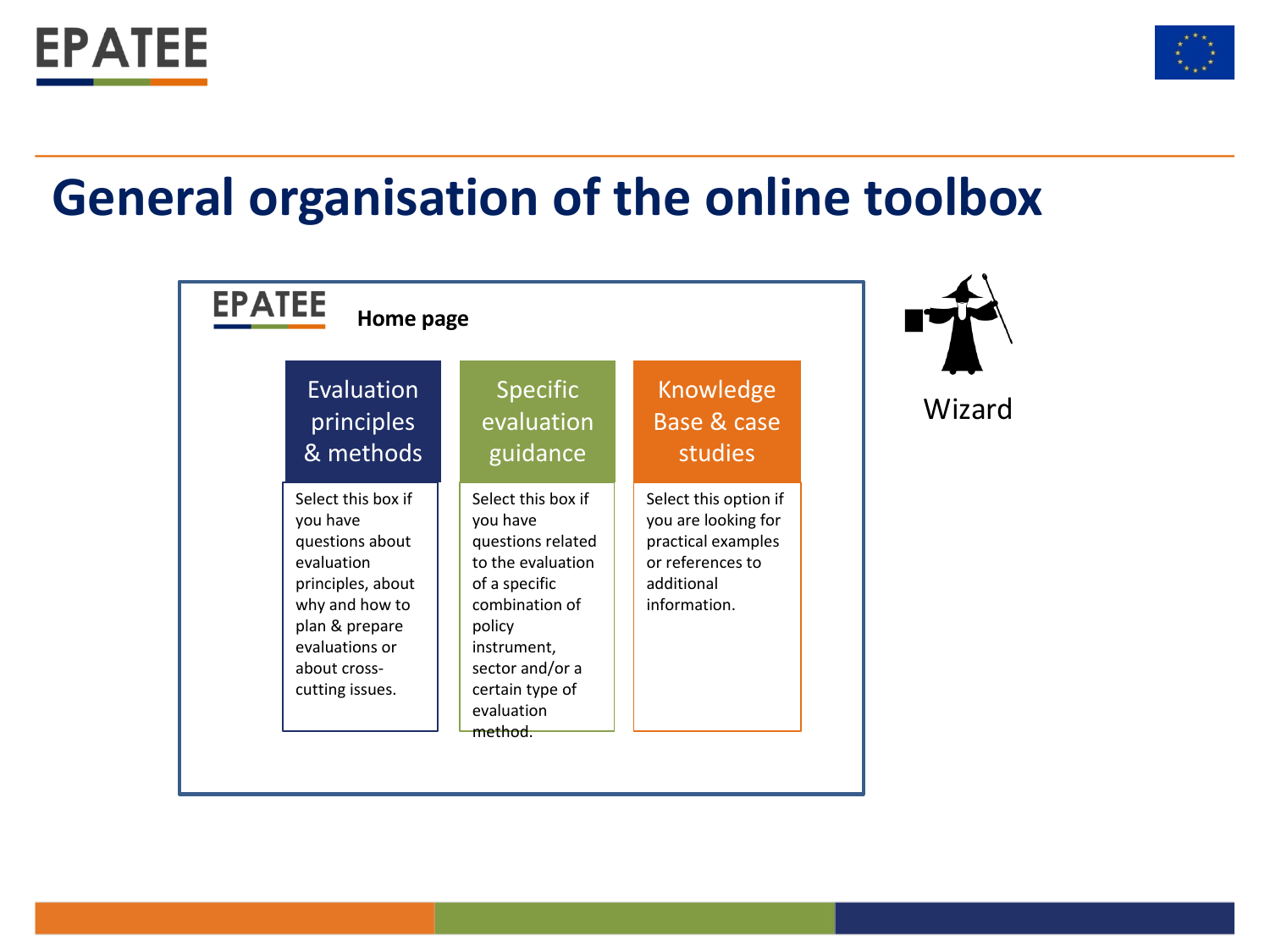# General organisation of the online toolbox

EPATEE **Home page**

**Evaluation principles & methods**

Select this box if you have questions about evaluation principles, about why and how to plan & prepare evaluations or about cross-cutting issues.

**Specific evaluation guidance**

Select this box if you have questions related to the evaluation of a specific combination of policy instrument, sector and/or a certain type of evaluation method.

**Knowledge Base & case studies**

Select this option if you are looking for practical examples or references to additional information.

Wizard